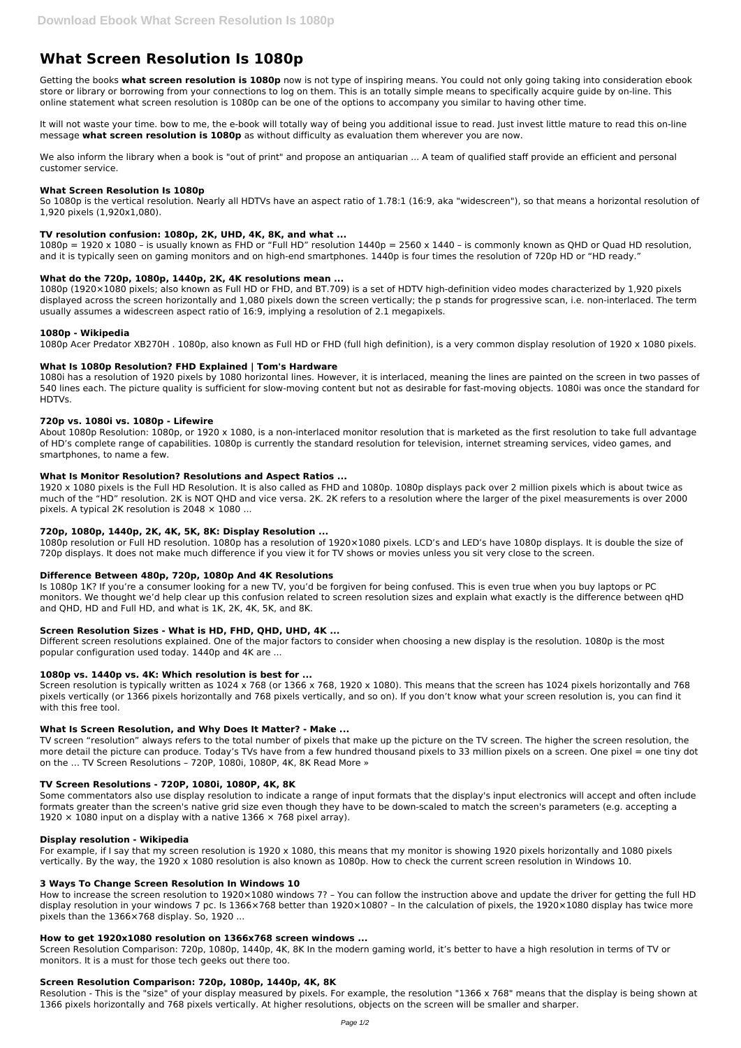# What Screen Resolution Is 1080p

Getting the books **what screen resolution is 1080p** now is not type of inspiring means. You could not only going taking into consideration ebook store or library or borrowing from your connections to log on them. This is an totally simple means to specifically acquire guide by on-line. This online statement what screen resolution is 1080p can be one of the options to accompany you similar to having other time.

It will not waste your time. bow to me, the e-book will totally way of being you additional issue to read. Just invest little mature to read this on-line message **what screen resolution is 1080p** as without difficulty as evaluation them wherever you are now.

We also inform the library when a book is "out of print" and propose an antiquarian ... A team of qualified staff provide an efficient and personal customer service.

### What Screen Resolution Is 1080p

So 1080p is the vertical resolution. Nearly all HDTVs have an aspect ratio of 1.78:1 (16:9, aka "widescreen"), so that means a horizontal resolution of 1,920 pixels (1,920x1,080).

### TV resolution confusion: 1080p, 2K, UHD, 4K, 8K, and what ...

1080p = 1920 x 1080 – is usually known as FHD or "Full HD" resolution 1440p = 2560 x 1440 – is commonly known as QHD or Quad HD resolution, and it is typically seen on gaming monitors and on high-end smartphones. 1440p is four times the resolution of 720p HD or "HD ready."

### What do the 720p, 1080p, 1440p, 2K, 4K resolutions mean ...

1080p (1920×1080 pixels; also known as Full HD or FHD, and BT.709) is a set of HDTV high-definition video modes characterized by 1,920 pixels displayed across the screen horizontally and 1,080 pixels down the screen vertically; the p stands for progressive scan, i.e. non-interlaced. The term usually assumes a widescreen aspect ratio of 16:9, implying a resolution of 2.1 megapixels.

### 1080p - Wikipedia

1080p Acer Predator XB270H . 1080p, also known as Full HD or FHD (full high definition), is a very common display resolution of 1920 x 1080 pixels.

### What Is 1080p Resolution? FHD Explained | Tom's Hardware

1080i has a resolution of 1920 pixels by 1080 horizontal lines. However, it is interlaced, meaning the lines are painted on the screen in two passes of 540 lines each. The picture quality is sufficient for slow-moving content but not as desirable for fast-moving objects. 1080i was once the standard for HDTVs.

### 720p vs. 1080i vs. 1080p - Lifewire

About 1080p Resolution: 1080p, or 1920 x 1080, is a non-interlaced monitor resolution that is marketed as the first resolution to take full advantage of HD's complete range of capabilities. 1080p is currently the standard resolution for television, internet streaming services, video games, and smartphones, to name a few.

### What Is Monitor Resolution? Resolutions and Aspect Ratios ...

1920 x 1080 pixels is the Full HD Resolution. It is also called as FHD and 1080p. 1080p displays pack over 2 million pixels which is about twice as much of the "HD" resolution. 2K is NOT QHD and vice versa. 2K. 2K refers to a resolution where the larger of the pixel measurements is over 2000 pixels. A typical 2K resolution is 2048 × 1080 ...

### 720p, 1080p, 1440p, 2K, 4K, 5K, 8K: Display Resolution ...

1080p resolution or Full HD resolution. 1080p has a resolution of 1920×1080 pixels. LCD's and LED's have 1080p displays. It is double the size of 720p displays. It does not make much difference if you view it for TV shows or movies unless you sit very close to the screen.

### Difference Between 480p, 720p, 1080p And 4K Resolutions

Is 1080p 1K? If you're a consumer looking for a new TV, you'd be forgiven for being confused. This is even true when you buy laptops or PC monitors. We thought we'd help clear up this confusion related to screen resolution sizes and explain what exactly is the difference between qHD and QHD, HD and Full HD, and what is 1K, 2K, 4K, 5K, and 8K.

### Screen Resolution Sizes - What is HD, FHD, QHD, UHD, 4K ...

Different screen resolutions explained. One of the major factors to consider when choosing a new display is the resolution. 1080p is the most popular configuration used today. 1440p and 4K are ...

### 1080p vs. 1440p vs. 4K: Which resolution is best for ...

Screen resolution is typically written as 1024 x 768 (or 1366 x 768, 1920 x 1080). This means that the screen has 1024 pixels horizontally and 768 pixels vertically (or 1366 pixels horizontally and 768 pixels vertically, and so on). If you don't know what your screen resolution is, you can find it with this free tool.

### What Is Screen Resolution, and Why Does It Matter? - Make ...

TV screen "resolution" always refers to the total number of pixels that make up the picture on the TV screen. The higher the screen resolution, the more detail the picture can produce. Today's TVs have from a few hundred thousand pixels to 33 million pixels on a screen. One pixel = one tiny dot on the … TV Screen Resolutions – 720P, 1080i, 1080P, 4K, 8K Read More »

### TV Screen Resolutions - 720P, 1080i, 1080P, 4K, 8K

Some commentators also use display resolution to indicate a range of input formats that the display's input electronics will accept and often include formats greater than the screen's native grid size even though they have to be down-scaled to match the screen's parameters (e.g. accepting a 1920 × 1080 input on a display with a native 1366 × 768 pixel array).

### Display resolution - Wikipedia

For example, if I say that my screen resolution is 1920 x 1080, this means that my monitor is showing 1920 pixels horizontally and 1080 pixels vertically. By the way, the 1920 x 1080 resolution is also known as 1080p. How to check the current screen resolution in Windows 10.

### 3 Ways To Change Screen Resolution In Windows 10

How to increase the screen resolution to 1920×1080 windows 7? – You can follow the instruction above and update the driver for getting the full HD display resolution in your windows 7 pc. Is 1366×768 better than 1920×1080? – In the calculation of pixels, the 1920×1080 display has twice more pixels than the 1366×768 display. So, 1920 ...

### How to get 1920x1080 resolution on 1366x768 screen windows ...

Screen Resolution Comparison: 720p, 1080p, 1440p, 4K, 8K In the modern gaming world, it's better to have a high resolution in terms of TV or monitors. It is a must for those tech geeks out there too.

### Screen Resolution Comparison: 720p, 1080p, 1440p, 4K, 8K

Resolution - This is the "size" of your display measured by pixels. For example, the resolution "1366 x 768" means that the display is being shown at 1366 pixels horizontally and 768 pixels vertically. At higher resolutions, objects on the screen will be smaller and sharper.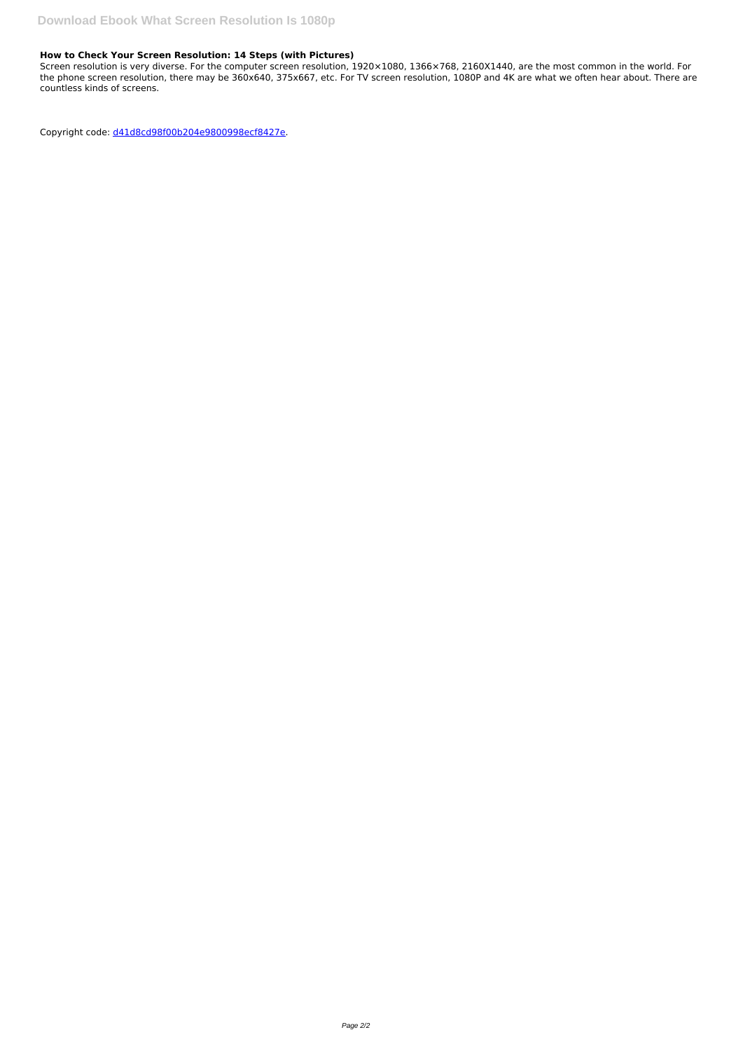**How to Check Your Screen Resolution: 14 Steps (with Pictures)**

Screen resolution is very diverse. For the computer screen resolution, 1920×1080, 1366×768, 2160X1440, are the most common in the world. For the phone screen resolution, there may be 360x640, 375x667, etc. For TV screen resolution, 1080P and 4K are what we often hear about. There are countless kinds of screens.

Copyright code: d41d8cd98f00b204e9800998ecf8427e.